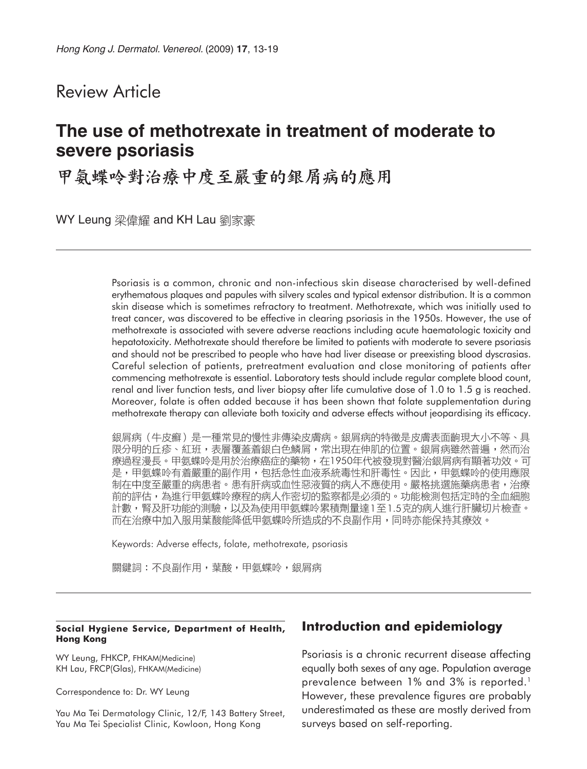Review Article

# The use of methotrexate in treatment of moderate to severe psoriasis

# 甲氨蝶呤對治療中度至嚴重的銀屑病的應用

WY Leung 梁偉耀 and KH Lau 劉家豪

Psoriasis is a common, chronic and non-infectious skin disease characterised by well-defined erythematous plaques and papules with silvery scales and typical extensor distribution. It is a common skin disease which is sometimes refractory to treatment. Methotrexate, which was initially used to treat cancer, was discovered to be effective in clearing psoriasis in the 1950s. However, the use of methotrexate is associated with severe adverse reactions including acute haematologic toxicity and hepatotoxicity. Methotrexate should therefore be limited to patients with moderate to severe psoriasis and should not be prescribed to people who have had liver disease or preexisting blood dyscrasias. Careful selection of patients, pretreatment evaluation and close monitoring of patients after commencing methotrexate is essential. Laboratory tests should include regular complete blood count, renal and liver function tests, and liver biopsy after life cumulative dose of 1.0 to 1.5 g is reached. Moreover, folate is often added because it has been shown that folate supplementation during methotrexate therapy can alleviate both toxicity and adverse effects without jeopardising its efficacy.

銀屑病（牛皮癬）是一種常見的慢性非傳染皮膚病。銀屑病的特徵是皮膚表面齣現大小不等、具限分明的丘疹、紅斑，表層覆蓋着銀白色鱗屑，常出現在伸肌的位置。銀屑病雖然普遍，然而治療過程漫長。甲氨蝶呤是用於治療癌症的藥物，在1950年代被發現對醫治銀屑病有顯著功效。可是，甲氨蝶呤有着嚴重的副作用，包括急性血液系統毒性和肝毒性。因此，甲氨蝶呤的使用應限制在中度至嚴重的病患者。患有肝病或血性惡液質的病人不應使用。嚴格挑選施藥病患者，治療前的評估，為進行甲氨蝶呤療程的病人作密切的監察都是必須的。功能檢測包括定時的全血細胞計數，腎及肝功能的測驗，以及為使用甲氨蝶呤累積劑量達1至1.5克的病人進行肝臟切片檢查。而在治療中加入服用葉酸能降低甲氨蝶呤所造成的不良副作用，同時亦能保持其療效。

Keywords: Adverse effects, folate, methotrexate, psoriasis

關鍵詞：不良副作用，葉酸，甲氨蝶呤，銀屑病

**Social Hygiene Service, Department of Health, Hong Kong**

WY Leung, FHKCP, FHKAM(Medicine)
KH Lau, FRCP(Glas), FHKAM(Medicine)

Correspondence to: Dr. WY Leung

Yau Ma Tei Dermatology Clinic, 12/F, 143 Battery Street, Yau Ma Tei Specialist Clinic, Kowloon, Hong Kong

## Introduction and epidemiology

Psoriasis is a chronic recurrent disease affecting equally both sexes of any age. Population average prevalence between 1% and 3% is reported.[1] However, these prevalence figures are probably underestimated as these are mostly derived from surveys based on self-reporting.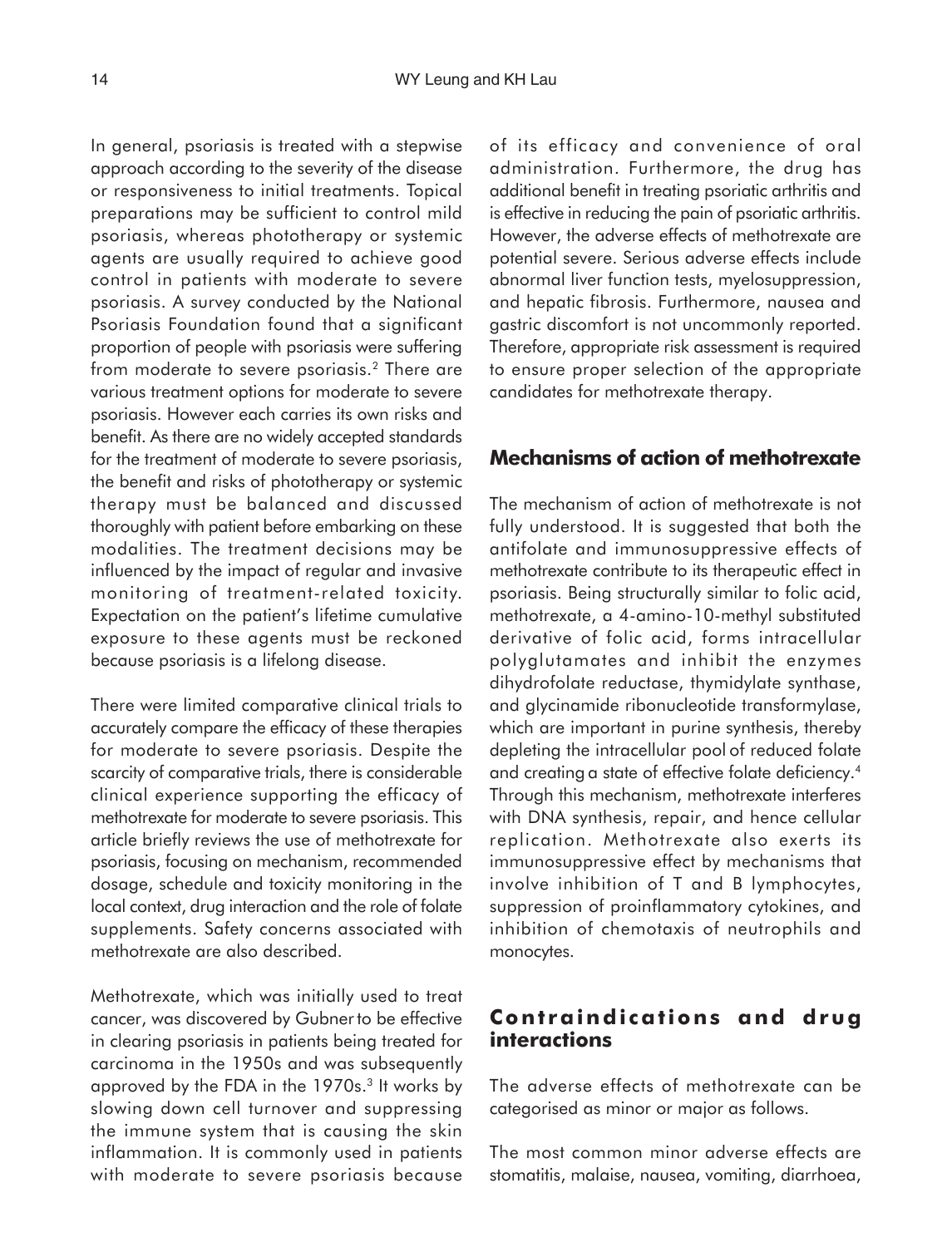In general, psoriasis is treated with a stepwise approach according to the severity of the disease or responsiveness to initial treatments. Topical preparations may be sufficient to control mild psoriasis, whereas phototherapy or systemic agents are usually required to achieve good control in patients with moderate to severe psoriasis. A survey conducted by the National Psoriasis Foundation found that a significant proportion of people with psoriasis were suffering from moderate to severe psoriasis.[2] There are various treatment options for moderate to severe psoriasis. However each carries its own risks and benefit. As there are no widely accepted standards for the treatment of moderate to severe psoriasis, the benefit and risks of phototherapy or systemic therapy must be balanced and discussed thoroughly with patient before embarking on these modalities. The treatment decisions may be influenced by the impact of regular and invasive monitoring of treatment-related toxicity. Expectation on the patient's lifetime cumulative exposure to these agents must be reckoned because psoriasis is a lifelong disease.

There were limited comparative clinical trials to accurately compare the efficacy of these therapies for moderate to severe psoriasis. Despite the scarcity of comparative trials, there is considerable clinical experience supporting the efficacy of methotrexate for moderate to severe psoriasis. This article briefly reviews the use of methotrexate for psoriasis, focusing on mechanism, recommended dosage, schedule and toxicity monitoring in the local context, drug interaction and the role of folate supplements. Safety concerns associated with methotrexate are also described.

Methotrexate, which was initially used to treat cancer, was discovered by Gubner to be effective in clearing psoriasis in patients being treated for carcinoma in the 1950s and was subsequently approved by the FDA in the 1970s.[3] It works by slowing down cell turnover and suppressing the immune system that is causing the skin inflammation. It is commonly used in patients with moderate to severe psoriasis because of its efficacy and convenience of oral administration. Furthermore, the drug has additional benefit in treating psoriatic arthritis and is effective in reducing the pain of psoriatic arthritis. However, the adverse effects of methotrexate are potential severe. Serious adverse effects include abnormal liver function tests, myelosuppression, and hepatic fibrosis. Furthermore, nausea and gastric discomfort is not uncommonly reported. Therefore, appropriate risk assessment is required to ensure proper selection of the appropriate candidates for methotrexate therapy.

## Mechanisms of action of methotrexate

The mechanism of action of methotrexate is not fully understood. It is suggested that both the antifolate and immunosuppressive effects of methotrexate contribute to its therapeutic effect in psoriasis. Being structurally similar to folic acid, methotrexate, a 4-amino-10-methyl substituted derivative of folic acid, forms intracellular polyglutamates and inhibit the enzymes dihydrofolate reductase, thymidylate synthase, and glycinamide ribonucleotide transformylase, which are important in purine synthesis, thereby depleting the intracellular pool of reduced folate and creating a state of effective folate deficiency.[4] Through this mechanism, methotrexate interferes with DNA synthesis, repair, and hence cellular replication. Methotrexate also exerts its immunosuppressive effect by mechanisms that involve inhibition of T and B lymphocytes, suppression of proinflammatory cytokines, and inhibition of chemotaxis of neutrophils and monocytes.

## Contraindications and drug interactions

The adverse effects of methotrexate can be categorised as minor or major as follows.

The most common minor adverse effects are stomatitis, malaise, nausea, vomiting, diarrhoea,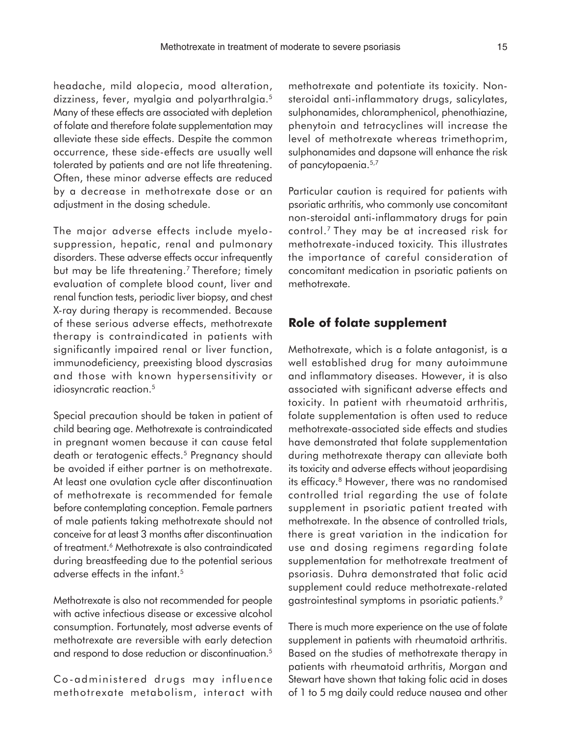headache, mild alopecia, mood alteration, dizziness, fever, myalgia and polyarthralgia.[5] Many of these effects are associated with depletion of folate and therefore folate supplementation may alleviate these side effects. Despite the common occurrence, these side-effects are usually well tolerated by patients and are not life threatening. Often, these minor adverse effects are reduced by a decrease in methotrexate dose or an adjustment in the dosing schedule.

The major adverse effects include myelosuppression, hepatic, renal and pulmonary disorders. These adverse effects occur infrequently but may be life threatening.[7] Therefore; timely evaluation of complete blood count, liver and renal function tests, periodic liver biopsy, and chest X-ray during therapy is recommended. Because of these serious adverse effects, methotrexate therapy is contraindicated in patients with significantly impaired renal or liver function, immunodeficiency, preexisting blood dyscrasias and those with known hypersensitivity or idiosyncratic reaction.[5]

Special precaution should be taken in patient of child bearing age. Methotrexate is contraindicated in pregnant women because it can cause fetal death or teratogenic effects.[5] Pregnancy should be avoided if either partner is on methotrexate. At least one ovulation cycle after discontinuation of methotrexate is recommended for female before contemplating conception. Female partners of male patients taking methotrexate should not conceive for at least 3 months after discontinuation of treatment.[6] Methotrexate is also contraindicated during breastfeeding due to the potential serious adverse effects in the infant.[5]

Methotrexate is also not recommended for people with active infectious disease or excessive alcohol consumption. Fortunately, most adverse events of methotrexate are reversible with early detection and respond to dose reduction or discontinuation.[5]

Co-administered drugs may influence methotrexate metabolism, interact with methotrexate and potentiate its toxicity. Non-steroidal anti-inflammatory drugs, salicylates, sulphonamides, chloramphenicol, phenothiazine, phenytoin and tetracyclines will increase the level of methotrexate whereas trimethoprim, sulphonamides and dapsone will enhance the risk of pancytopaenia.[5,7]

Particular caution is required for patients with psoriatic arthritis, who commonly use concomitant non-steroidal anti-inflammatory drugs for pain control.[7] They may be at increased risk for methotrexate-induced toxicity. This illustrates the importance of careful consideration of concomitant medication in psoriatic patients on methotrexate.

## Role of folate supplement

Methotrexate, which is a folate antagonist, is a well established drug for many autoimmune and inflammatory diseases. However, it is also associated with significant adverse effects and toxicity. In patient with rheumatoid arthritis, folate supplementation is often used to reduce methotrexate-associated side effects and studies have demonstrated that folate supplementation during methotrexate therapy can alleviate both its toxicity and adverse effects without jeopardising its efficacy.[8] However, there was no randomised controlled trial regarding the use of folate supplement in psoriatic patient treated with methotrexate. In the absence of controlled trials, there is great variation in the indication for use and dosing regimens regarding folate supplementation for methotrexate treatment of psoriasis. Duhra demonstrated that folic acid supplement could reduce methotrexate-related gastrointestinal symptoms in psoriatic patients.[9]

There is much more experience on the use of folate supplement in patients with rheumatoid arthritis. Based on the studies of methotrexate therapy in patients with rheumatoid arthritis, Morgan and Stewart have shown that taking folic acid in doses of 1 to 5 mg daily could reduce nausea and other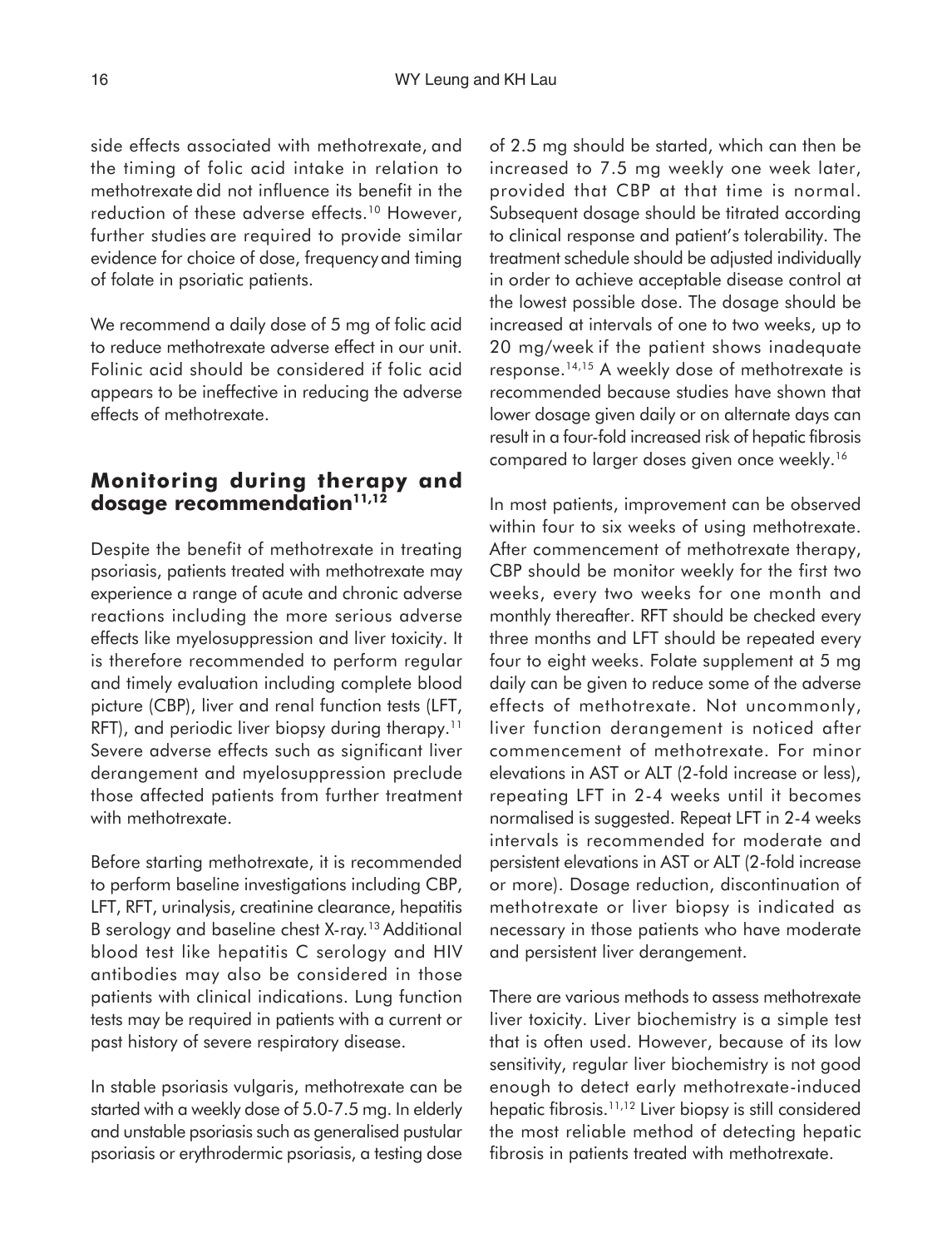side effects associated with methotrexate, and the timing of folic acid intake in relation to methotrexate did not influence its benefit in the reduction of these adverse effects.[10] However, further studies are required to provide similar evidence for choice of dose, frequency and timing of folate in psoriatic patients.

We recommend a daily dose of 5 mg of folic acid to reduce methotrexate adverse effect in our unit. Folinic acid should be considered if folic acid appears to be ineffective in reducing the adverse effects of methotrexate.

## Monitoring during therapy and dosage recommendation[11,12]

Despite the benefit of methotrexate in treating psoriasis, patients treated with methotrexate may experience a range of acute and chronic adverse reactions including the more serious adverse effects like myelosuppression and liver toxicity. It is therefore recommended to perform regular and timely evaluation including complete blood picture (CBP), liver and renal function tests (LFT, RFT), and periodic liver biopsy during therapy.[11] Severe adverse effects such as significant liver derangement and myelosuppression preclude those affected patients from further treatment with methotrexate.

Before starting methotrexate, it is recommended to perform baseline investigations including CBP, LFT, RFT, urinalysis, creatinine clearance, hepatitis B serology and baseline chest X-ray.[13] Additional blood test like hepatitis C serology and HIV antibodies may also be considered in those patients with clinical indications. Lung function tests may be required in patients with a current or past history of severe respiratory disease.

In stable psoriasis vulgaris, methotrexate can be started with a weekly dose of 5.0-7.5 mg. In elderly and unstable psoriasis such as generalised pustular psoriasis or erythrodermic psoriasis, a testing dose of 2.5 mg should be started, which can then be increased to 7.5 mg weekly one week later, provided that CBP at that time is normal. Subsequent dosage should be titrated according to clinical response and patient's tolerability. The treatment schedule should be adjusted individually in order to achieve acceptable disease control at the lowest possible dose. The dosage should be increased at intervals of one to two weeks, up to 20 mg/week if the patient shows inadequate response.[14,15] A weekly dose of methotrexate is recommended because studies have shown that lower dosage given daily or on alternate days can result in a four-fold increased risk of hepatic fibrosis compared to larger doses given once weekly.[16]

In most patients, improvement can be observed within four to six weeks of using methotrexate. After commencement of methotrexate therapy, CBP should be monitor weekly for the first two weeks, every two weeks for one month and monthly thereafter. RFT should be checked every three months and LFT should be repeated every four to eight weeks. Folate supplement at 5 mg daily can be given to reduce some of the adverse effects of methotrexate. Not uncommonly, liver function derangement is noticed after commencement of methotrexate. For minor elevations in AST or ALT (2-fold increase or less), repeating LFT in 2-4 weeks until it becomes normalised is suggested. Repeat LFT in 2-4 weeks intervals is recommended for moderate and persistent elevations in AST or ALT (2-fold increase or more). Dosage reduction, discontinuation of methotrexate or liver biopsy is indicated as necessary in those patients who have moderate and persistent liver derangement.

There are various methods to assess methotrexate liver toxicity. Liver biochemistry is a simple test that is often used. However, because of its low sensitivity, regular liver biochemistry is not good enough to detect early methotrexate-induced hepatic fibrosis.[11,12] Liver biopsy is still considered the most reliable method of detecting hepatic fibrosis in patients treated with methotrexate.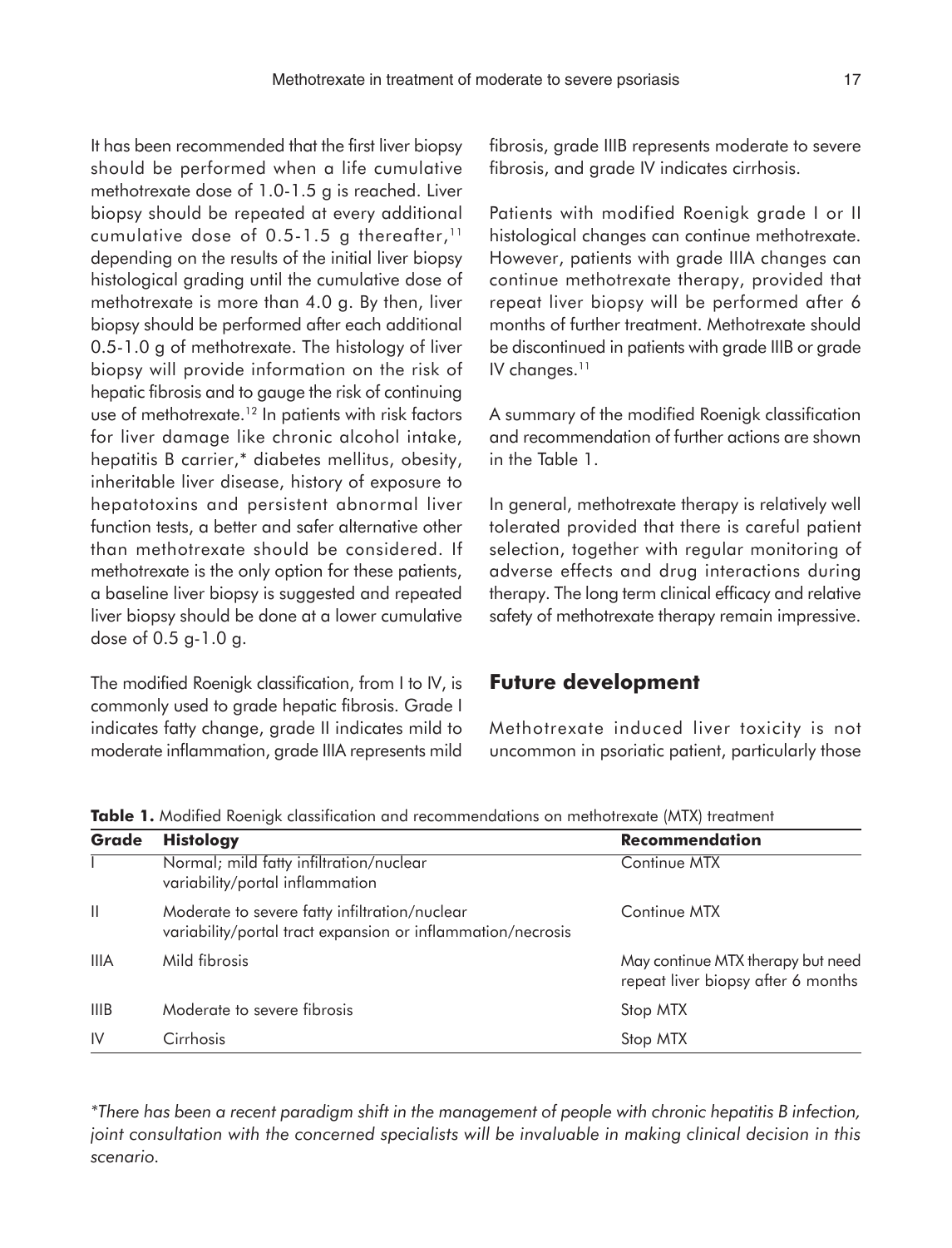It has been recommended that the first liver biopsy should be performed when a life cumulative methotrexate dose of 1.0-1.5 g is reached. Liver biopsy should be repeated at every additional cumulative dose of 0.5-1.5 g thereafter,[11] depending on the results of the initial liver biopsy histological grading until the cumulative dose of methotrexate is more than 4.0 g. By then, liver biopsy should be performed after each additional 0.5-1.0 g of methotrexate. The histology of liver biopsy will provide information on the risk of hepatic fibrosis and to gauge the risk of continuing use of methotrexate.[12] In patients with risk factors for liver damage like chronic alcohol intake, hepatitis B carrier,* diabetes mellitus, obesity, inheritable liver disease, history of exposure to hepatotoxins and persistent abnormal liver function tests, a better and safer alternative other than methotrexate should be considered. If methotrexate is the only option for these patients, a baseline liver biopsy is suggested and repeated liver biopsy should be done at a lower cumulative dose of 0.5 g-1.0 g.

The modified Roenigk classification, from I to IV, is commonly used to grade hepatic fibrosis. Grade I indicates fatty change, grade II indicates mild to moderate inflammation, grade IIIA represents mild fibrosis, grade IIIB represents moderate to severe fibrosis, and grade IV indicates cirrhosis.

Patients with modified Roenigk grade I or II histological changes can continue methotrexate. However, patients with grade IIIA changes can continue methotrexate therapy, provided that repeat liver biopsy will be performed after 6 months of further treatment. Methotrexate should be discontinued in patients with grade IIIB or grade IV changes.[11]

A summary of the modified Roenigk classification and recommendation of further actions are shown in the Table 1.

In general, methotrexate therapy is relatively well tolerated provided that there is careful patient selection, together with regular monitoring of adverse effects and drug interactions during therapy. The long term clinical efficacy and relative safety of methotrexate therapy remain impressive.

## Future development

Methotrexate induced liver toxicity is not uncommon in psoriatic patient, particularly those

**Table 1.** Modified Roenigk classification and recommendations on methotrexate (MTX) treatment

| Grade | Histology | Recommendation |
|---|---|---|
| I | Normal; mild fatty infiltration/nuclear variability/portal inflammation | Continue MTX |
| II | Moderate to severe fatty infiltration/nuclear variability/portal tract expansion or inflammation/necrosis | Continue MTX |
| IIIA | Mild fibrosis | May continue MTX therapy but need repeat liver biopsy after 6 months |
| IIIB | Moderate to severe fibrosis | Stop MTX |
| IV | Cirrhosis | Stop MTX |

*\*There has been a recent paradigm shift in the management of people with chronic hepatitis B infection, joint consultation with the concerned specialists will be invaluable in making clinical decision in this scenario.*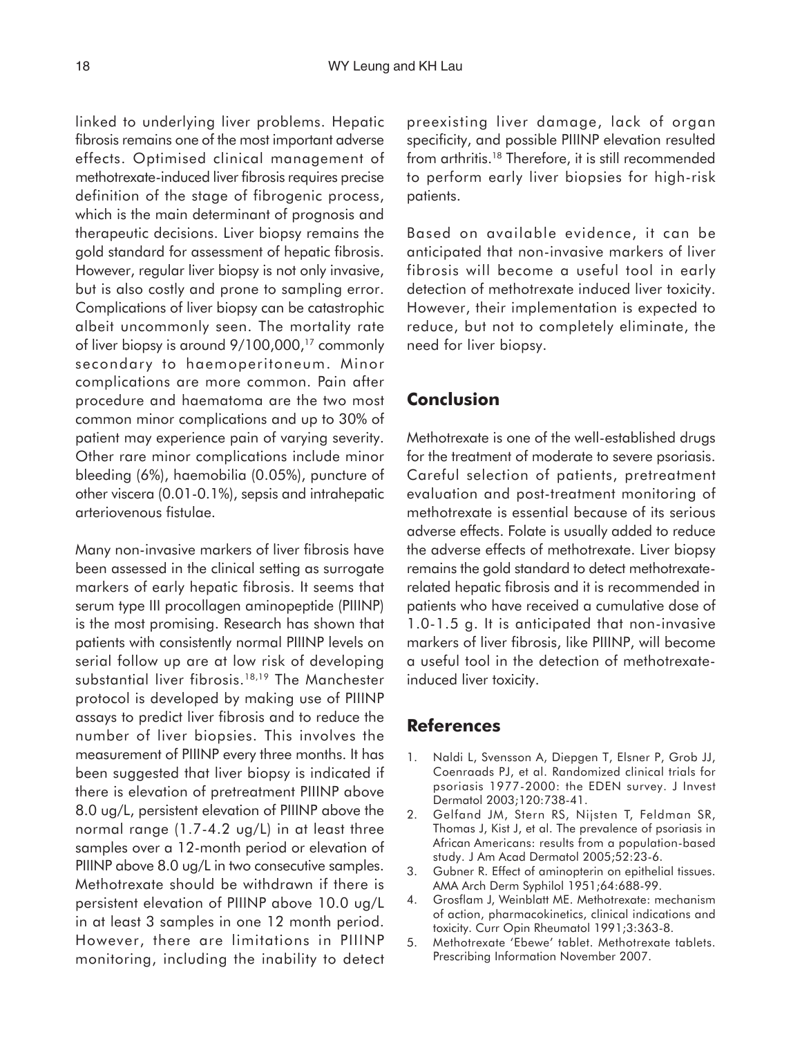linked to underlying liver problems. Hepatic fibrosis remains one of the most important adverse effects. Optimised clinical management of methotrexate-induced liver fibrosis requires precise definition of the stage of fibrogenic process, which is the main determinant of prognosis and therapeutic decisions. Liver biopsy remains the gold standard for assessment of hepatic fibrosis. However, regular liver biopsy is not only invasive, but is also costly and prone to sampling error. Complications of liver biopsy can be catastrophic albeit uncommonly seen. The mortality rate of liver biopsy is around 9/100,000,[17] commonly secondary to haemoperitoneum. Minor complications are more common. Pain after procedure and haematoma are the two most common minor complications and up to 30% of patient may experience pain of varying severity. Other rare minor complications include minor bleeding (6%), haemobilia (0.05%), puncture of other viscera (0.01-0.1%), sepsis and intrahepatic arteriovenous fistulae.

Many non-invasive markers of liver fibrosis have been assessed in the clinical setting as surrogate markers of early hepatic fibrosis. It seems that serum type III procollagen aminopeptide (PIIINP) is the most promising. Research has shown that patients with consistently normal PIIINP levels on serial follow up are at low risk of developing substantial liver fibrosis.[18,19] The Manchester protocol is developed by making use of PIIINP assays to predict liver fibrosis and to reduce the number of liver biopsies. This involves the measurement of PIIINP every three months. It has been suggested that liver biopsy is indicated if there is elevation of pretreatment PIIINP above 8.0 ug/L, persistent elevation of PIIINP above the normal range (1.7-4.2 ug/L) in at least three samples over a 12-month period or elevation of PIIINP above 8.0 ug/L in two consecutive samples. Methotrexate should be withdrawn if there is persistent elevation of PIIINP above 10.0 ug/L in at least 3 samples in one 12 month period. However, there are limitations in PIIINP monitoring, including the inability to detect preexisting liver damage, lack of organ specificity, and possible PIIINP elevation resulted from arthritis.[18] Therefore, it is still recommended to perform early liver biopsies for high-risk patients.

Based on available evidence, it can be anticipated that non-invasive markers of liver fibrosis will become a useful tool in early detection of methotrexate induced liver toxicity. However, their implementation is expected to reduce, but not to completely eliminate, the need for liver biopsy.

## Conclusion

Methotrexate is one of the well-established drugs for the treatment of moderate to severe psoriasis. Careful selection of patients, pretreatment evaluation and post-treatment monitoring of methotrexate is essential because of its serious adverse effects. Folate is usually added to reduce the adverse effects of methotrexate. Liver biopsy remains the gold standard to detect methotrexate-related hepatic fibrosis and it is recommended in patients who have received a cumulative dose of 1.0-1.5 g. It is anticipated that non-invasive markers of liver fibrosis, like PIIINP, will become a useful tool in the detection of methotrexate-induced liver toxicity.

## References

1. Naldi L, Svensson A, Diepgen T, Elsner P, Grob JJ, Coenraads PJ, et al. Randomized clinical trials for psoriasis 1977-2000: the EDEN survey. J Invest Dermatol 2003;120:738-41.
2. Gelfand JM, Stern RS, Nijsten T, Feldman SR, Thomas J, Kist J, et al. The prevalence of psoriasis in African Americans: results from a population-based study. J Am Acad Dermatol 2005;52:23-6.
3. Gubner R. Effect of aminopterin on epithelial tissues. AMA Arch Derm Syphilol 1951;64:688-99.
4. Grosflam J, Weinblatt ME. Methotrexate: mechanism of action, pharmacokinetics, clinical indications and toxicity. Curr Opin Rheumatol 1991;3:363-8.
5. Methotrexate 'Ebewe' tablet. Methotrexate tablets. Prescribing Information November 2007.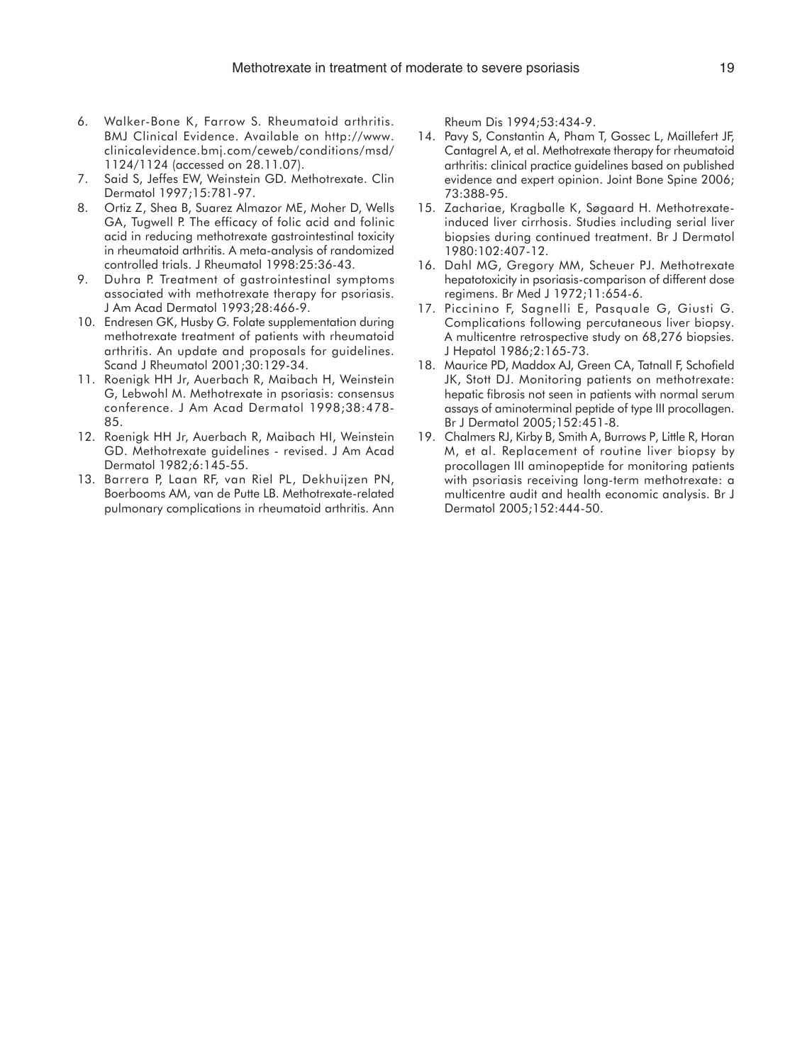6. Walker-Bone K, Farrow S. Rheumatoid arthritis. BMJ Clinical Evidence. Available on http://www.clinicalevidence.bmj.com/ceweb/conditions/msd/1124/1124 (accessed on 28.11.07).
7. Said S, Jeffes EW, Weinstein GD. Methotrexate. Clin Dermatol 1997;15:781-97.
8. Ortiz Z, Shea B, Suarez Almazor ME, Moher D, Wells GA, Tugwell P. The efficacy of folic acid and folinic acid in reducing methotrexate gastrointestinal toxicity in rheumatoid arthritis. A meta-analysis of randomized controlled trials. J Rheumatol 1998:25:36-43.
9. Duhra P. Treatment of gastrointestinal symptoms associated with methotrexate therapy for psoriasis. J Am Acad Dermatol 1993;28:466-9.
10. Endresen GK, Husby G. Folate supplementation during methotrexate treatment of patients with rheumatoid arthritis. An update and proposals for guidelines. Scand J Rheumatol 2001;30:129-34.
11. Roenigk HH Jr, Auerbach R, Maibach H, Weinstein G, Lebwohl M. Methotrexate in psoriasis: consensus conference. J Am Acad Dermatol 1998;38:478-85.
12. Roenigk HH Jr, Auerbach R, Maibach HI, Weinstein GD. Methotrexate guidelines - revised. J Am Acad Dermatol 1982;6:145-55.
13. Barrera P, Laan RF, van Riel PL, Dekhuijzen PN, Boerbooms AM, van de Putte LB. Methotrexate-related pulmonary complications in rheumatoid arthritis. Ann Rheum Dis 1994;53:434-9.
14. Pavy S, Constantin A, Pham T, Gossec L, Maillefert JF, Cantagrel A, et al. Methotrexate therapy for rheumatoid arthritis: clinical practice guidelines based on published evidence and expert opinion. Joint Bone Spine 2006; 73:388-95.
15. Zachariae, Kragballe K, Søgaard H. Methotrexate-induced liver cirrhosis. Studies including serial liver biopsies during continued treatment. Br J Dermatol 1980:102:407-12.
16. Dahl MG, Gregory MM, Scheuer PJ. Methotrexate hepatotoxicity in psoriasis-comparison of different dose regimens. Br Med J 1972;11:654-6.
17. Piccinino F, Sagnelli E, Pasquale G, Giusti G. Complications following percutaneous liver biopsy. A multicentre retrospective study on 68,276 biopsies. J Hepatol 1986;2:165-73.
18. Maurice PD, Maddox AJ, Green CA, Tatnall F, Schofield JK, Stott DJ. Monitoring patients on methotrexate: hepatic fibrosis not seen in patients with normal serum assays of aminoterminal peptide of type III procollagen. Br J Dermatol 2005;152:451-8.
19. Chalmers RJ, Kirby B, Smith A, Burrows P, Little R, Horan M, et al. Replacement of routine liver biopsy by procollagen III aminopeptide for monitoring patients with psoriasis receiving long-term methotrexate: a multicentre audit and health economic analysis. Br J Dermatol 2005;152:444-50.